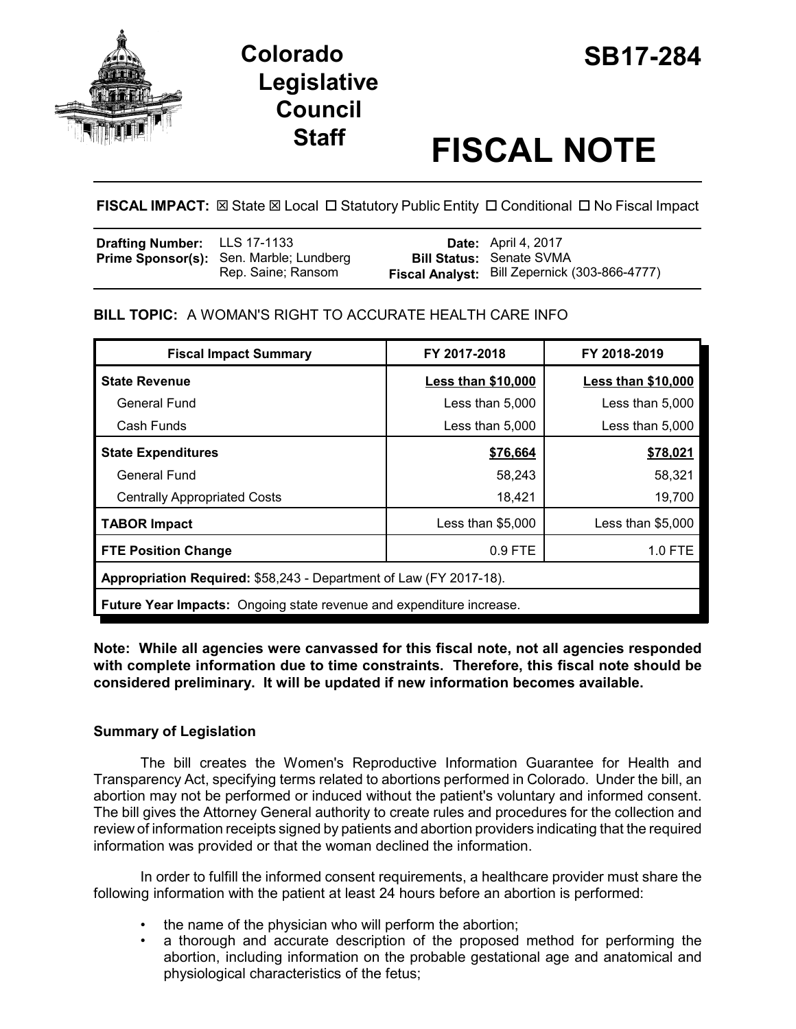# Colorado Legislative Council Staff

# SB17-284

# FISCAL NOTE

**FISCAL IMPACT:** ☒ State ☒ Local ☐ Statutory Public Entity ☐ Conditional ☐ No Fiscal Impact

| | | | |
|---|---|---|---|
| **Drafting Number:** | LLS 17-1133 | **Date:** | April 4, 2017 |
| **Prime Sponsor(s):** | Sen. Marble; Lundberg<br>Rep. Saine; Ransom | **Bill Status:** | Senate SVMA |
| | | **Fiscal Analyst:** | Bill Zepernick (303-866-4777) |

**BILL TOPIC:** A WOMAN'S RIGHT TO ACCURATE HEALTH CARE INFO

| Fiscal Impact Summary | FY 2017-2018 | FY 2018-2019 |
|---|---|---|
| **State Revenue** | **Less than $10,000** | **Less than $10,000** |
| General Fund | Less than 5,000 | Less than 5,000 |
| Cash Funds | Less than 5,000 | Less than 5,000 |
| **State Expenditures** | **$76,664** | **$78,021** |
| General Fund | 58,243 | 58,321 |
| Centrally Appropriated Costs | 18,421 | 19,700 |
| **TABOR Impact** | Less than $5,000 | Less than $5,000 |
| **FTE Position Change** | 0.9 FTE | 1.0 FTE |
| **Appropriation Required:** $58,243 - Department of Law (FY 2017-18). | | |
| **Future Year Impacts:** Ongoing state revenue and expenditure increase. | | |

**Note: While all agencies were canvassed for this fiscal note, not all agencies responded with complete information due to time constraints. Therefore, this fiscal note should be considered preliminary. It will be updated if new information becomes available.**

## Summary of Legislation

The bill creates the Women's Reproductive Information Guarantee for Health and Transparency Act, specifying terms related to abortions performed in Colorado. Under the bill, an abortion may not be performed or induced without the patient's voluntary and informed consent. The bill gives the Attorney General authority to create rules and procedures for the collection and review of information receipts signed by patients and abortion providers indicating that the required information was provided or that the woman declined the information.

In order to fulfill the informed consent requirements, a healthcare provider must share the following information with the patient at least 24 hours before an abortion is performed:

- the name of the physician who will perform the abortion;
- a thorough and accurate description of the proposed method for performing the abortion, including information on the probable gestational age and anatomical and physiological characteristics of the fetus;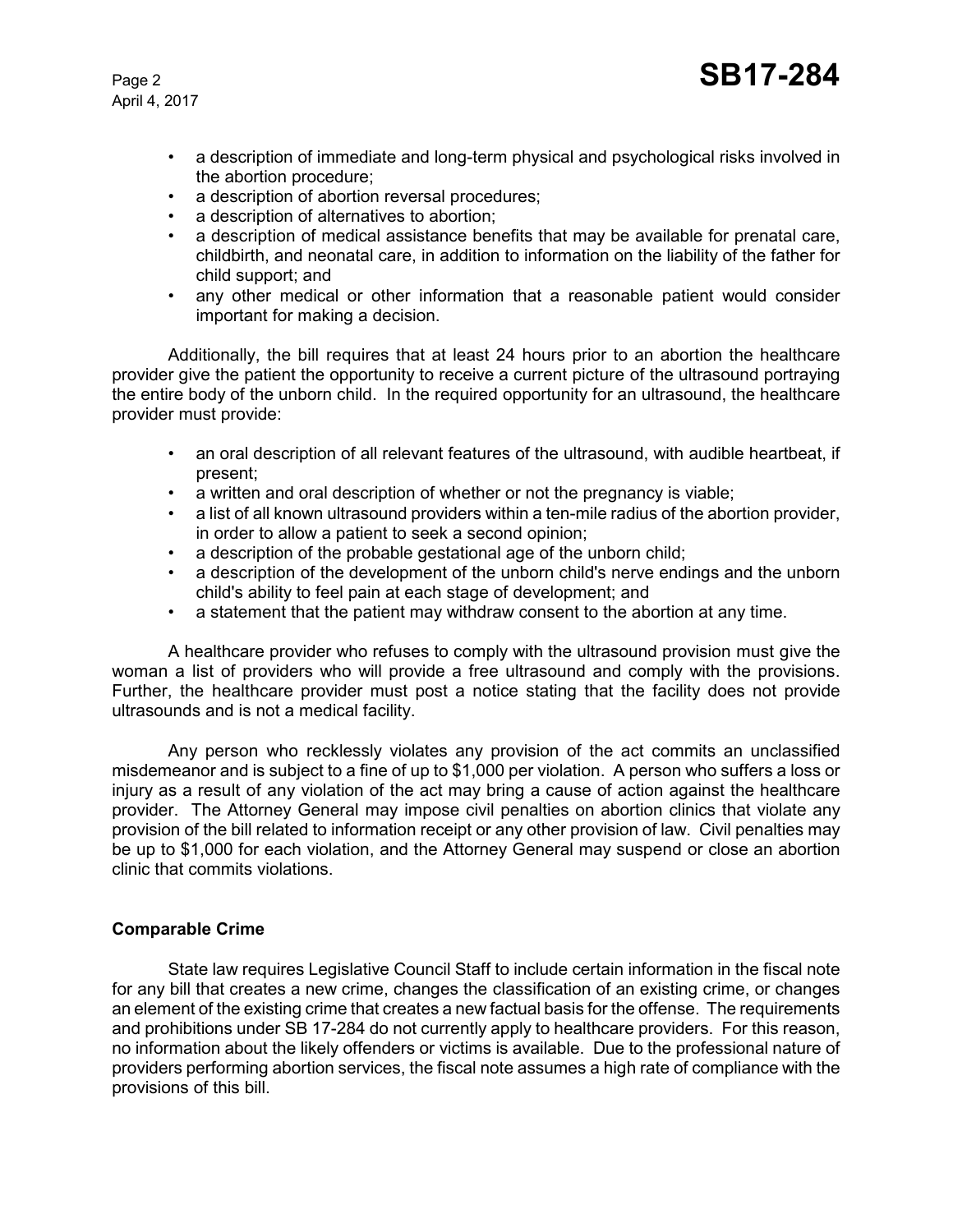- a description of immediate and long-term physical and psychological risks involved in the abortion procedure;
- a description of abortion reversal procedures;
- a description of alternatives to abortion;
- a description of medical assistance benefits that may be available for prenatal care, childbirth, and neonatal care, in addition to information on the liability of the father for child support; and
- any other medical or other information that a reasonable patient would consider important for making a decision.

Additionally, the bill requires that at least 24 hours prior to an abortion the healthcare provider give the patient the opportunity to receive a current picture of the ultrasound portraying the entire body of the unborn child. In the required opportunity for an ultrasound, the healthcare provider must provide:

- an oral description of all relevant features of the ultrasound, with audible heartbeat, if present;
- a written and oral description of whether or not the pregnancy is viable;
- a list of all known ultrasound providers within a ten-mile radius of the abortion provider, in order to allow a patient to seek a second opinion;
- a description of the probable gestational age of the unborn child;
- a description of the development of the unborn child's nerve endings and the unborn child's ability to feel pain at each stage of development; and
- a statement that the patient may withdraw consent to the abortion at any time.

A healthcare provider who refuses to comply with the ultrasound provision must give the woman a list of providers who will provide a free ultrasound and comply with the provisions. Further, the healthcare provider must post a notice stating that the facility does not provide ultrasounds and is not a medical facility.

Any person who recklessly violates any provision of the act commits an unclassified misdemeanor and is subject to a fine of up to $1,000 per violation. A person who suffers a loss or injury as a result of any violation of the act may bring a cause of action against the healthcare provider. The Attorney General may impose civil penalties on abortion clinics that violate any provision of the bill related to information receipt or any other provision of law. Civil penalties may be up to $1,000 for each violation, and the Attorney General may suspend or close an abortion clinic that commits violations.

## Comparable Crime

State law requires Legislative Council Staff to include certain information in the fiscal note for any bill that creates a new crime, changes the classification of an existing crime, or changes an element of the existing crime that creates a new factual basis for the offense. The requirements and prohibitions under SB 17-284 do not currently apply to healthcare providers. For this reason, no information about the likely offenders or victims is available. Due to the professional nature of providers performing abortion services, the fiscal note assumes a high rate of compliance with the provisions of this bill.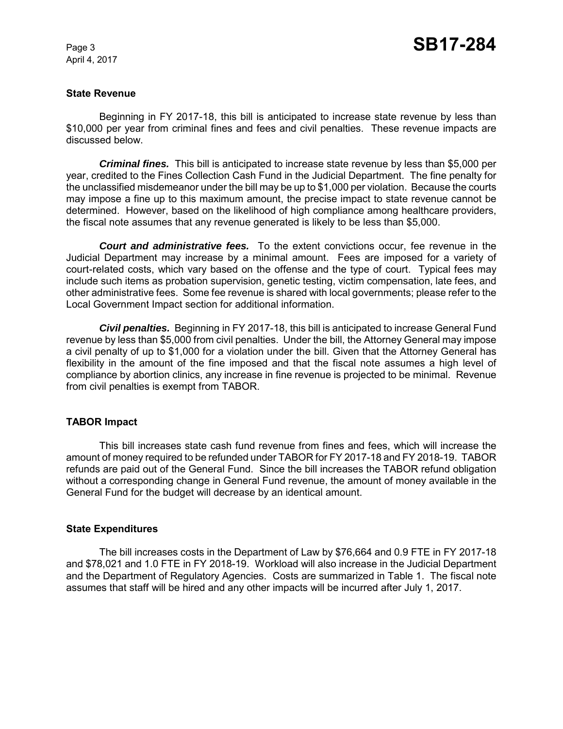## State Revenue

Beginning in FY 2017-18, this bill is anticipated to increase state revenue by less than $10,000 per year from criminal fines and fees and civil penalties. These revenue impacts are discussed below.

***Criminal fines.*** This bill is anticipated to increase state revenue by less than $5,000 per year, credited to the Fines Collection Cash Fund in the Judicial Department. The fine penalty for the unclassified misdemeanor under the bill may be up to $1,000 per violation. Because the courts may impose a fine up to this maximum amount, the precise impact to state revenue cannot be determined. However, based on the likelihood of high compliance among healthcare providers, the fiscal note assumes that any revenue generated is likely to be less than $5,000.

***Court and administrative fees.*** To the extent convictions occur, fee revenue in the Judicial Department may increase by a minimal amount. Fees are imposed for a variety of court-related costs, which vary based on the offense and the type of court. Typical fees may include such items as probation supervision, genetic testing, victim compensation, late fees, and other administrative fees. Some fee revenue is shared with local governments; please refer to the Local Government Impact section for additional information.

***Civil penalties.*** Beginning in FY 2017-18, this bill is anticipated to increase General Fund revenue by less than $5,000 from civil penalties. Under the bill, the Attorney General may impose a civil penalty of up to $1,000 for a violation under the bill. Given that the Attorney General has flexibility in the amount of the fine imposed and that the fiscal note assumes a high level of compliance by abortion clinics, any increase in fine revenue is projected to be minimal. Revenue from civil penalties is exempt from TABOR.

## TABOR Impact

This bill increases state cash fund revenue from fines and fees, which will increase the amount of money required to be refunded under TABOR for FY 2017-18 and FY 2018-19. TABOR refunds are paid out of the General Fund. Since the bill increases the TABOR refund obligation without a corresponding change in General Fund revenue, the amount of money available in the General Fund for the budget will decrease by an identical amount.

## State Expenditures

The bill increases costs in the Department of Law by $76,664 and 0.9 FTE in FY 2017-18 and $78,021 and 1.0 FTE in FY 2018-19. Workload will also increase in the Judicial Department and the Department of Regulatory Agencies. Costs are summarized in Table 1. The fiscal note assumes that staff will be hired and any other impacts will be incurred after July 1, 2017.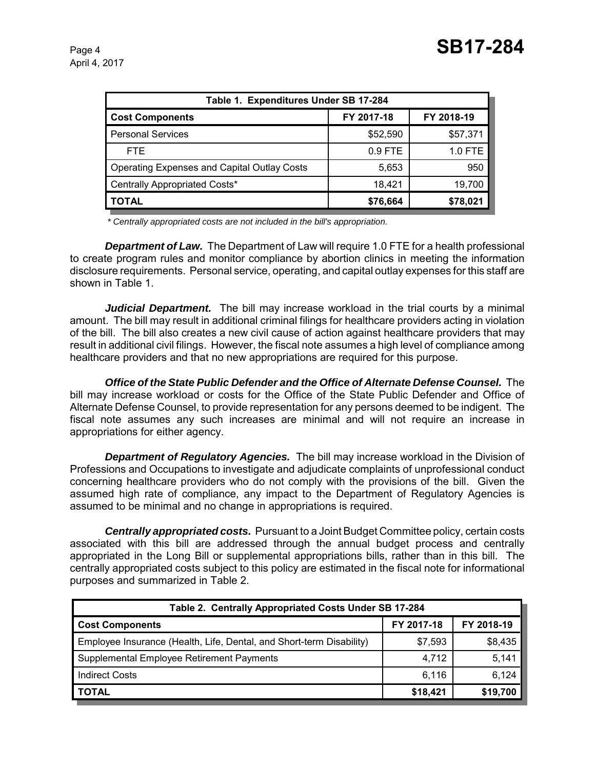| Table 1. Expenditures Under SB 17-284 | | |
|---|---|---|
| **Cost Components** | **FY 2017-18** | **FY 2018-19** |
| Personal Services | $52,590 | $57,371 |
| FTE | 0.9 FTE | 1.0 FTE |
| Operating Expenses and Capital Outlay Costs | 5,653 | 950 |
| Centrally Appropriated Costs* | 18,421 | 19,700 |
| **TOTAL** | **$76,664** | **$78,021** |

*\* Centrally appropriated costs are not included in the bill's appropriation.*

***Department of Law.*** The Department of Law will require 1.0 FTE for a health professional to create program rules and monitor compliance by abortion clinics in meeting the information disclosure requirements. Personal service, operating, and capital outlay expenses for this staff are shown in Table 1.

***Judicial Department.*** The bill may increase workload in the trial courts by a minimal amount. The bill may result in additional criminal filings for healthcare providers acting in violation of the bill. The bill also creates a new civil cause of action against healthcare providers that may result in additional civil filings. However, the fiscal note assumes a high level of compliance among healthcare providers and that no new appropriations are required for this purpose.

***Office of the State Public Defender and the Office of Alternate Defense Counsel.*** The bill may increase workload or costs for the Office of the State Public Defender and Office of Alternate Defense Counsel, to provide representation for any persons deemed to be indigent. The fiscal note assumes any such increases are minimal and will not require an increase in appropriations for either agency.

***Department of Regulatory Agencies.*** The bill may increase workload in the Division of Professions and Occupations to investigate and adjudicate complaints of unprofessional conduct concerning healthcare providers who do not comply with the provisions of the bill. Given the assumed high rate of compliance, any impact to the Department of Regulatory Agencies is assumed to be minimal and no change in appropriations is required.

***Centrally appropriated costs.*** Pursuant to a Joint Budget Committee policy, certain costs associated with this bill are addressed through the annual budget process and centrally appropriated in the Long Bill or supplemental appropriations bills, rather than in this bill. The centrally appropriated costs subject to this policy are estimated in the fiscal note for informational purposes and summarized in Table 2.

| Table 2. Centrally Appropriated Costs Under SB 17-284 | | |
|---|---|---|
| **Cost Components** | **FY 2017-18** | **FY 2018-19** |
| Employee Insurance (Health, Life, Dental, and Short-term Disability) | $7,593 | $8,435 |
| Supplemental Employee Retirement Payments | 4,712 | 5,141 |
| Indirect Costs | 6,116 | 6,124 |
| **TOTAL** | **$18,421** | **$19,700** |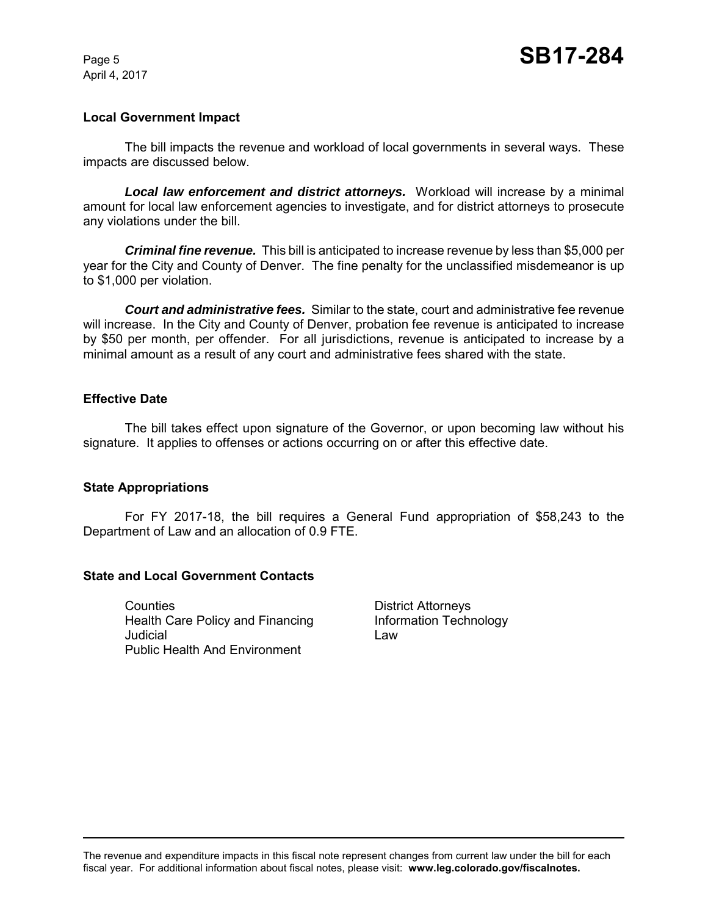## Local Government Impact

The bill impacts the revenue and workload of local governments in several ways. These impacts are discussed below.

***Local law enforcement and district attorneys.*** Workload will increase by a minimal amount for local law enforcement agencies to investigate, and for district attorneys to prosecute any violations under the bill.

***Criminal fine revenue.*** This bill is anticipated to increase revenue by less than $5,000 per year for the City and County of Denver. The fine penalty for the unclassified misdemeanor is up to $1,000 per violation.

***Court and administrative fees.*** Similar to the state, court and administrative fee revenue will increase. In the City and County of Denver, probation fee revenue is anticipated to increase by $50 per month, per offender. For all jurisdictions, revenue is anticipated to increase by a minimal amount as a result of any court and administrative fees shared with the state.

## Effective Date

The bill takes effect upon signature of the Governor, or upon becoming law without his signature. It applies to offenses or actions occurring on or after this effective date.

## State Appropriations

For FY 2017-18, the bill requires a General Fund appropriation of $58,243 to the Department of Law and an allocation of 0.9 FTE.

## State and Local Government Contacts

Counties
Health Care Policy and Financing
Judicial
Public Health And Environment
District Attorneys
Information Technology
Law

The revenue and expenditure impacts in this fiscal note represent changes from current law under the bill for each fiscal year. For additional information about fiscal notes, please visit: **www.leg.colorado.gov/fiscalnotes.**